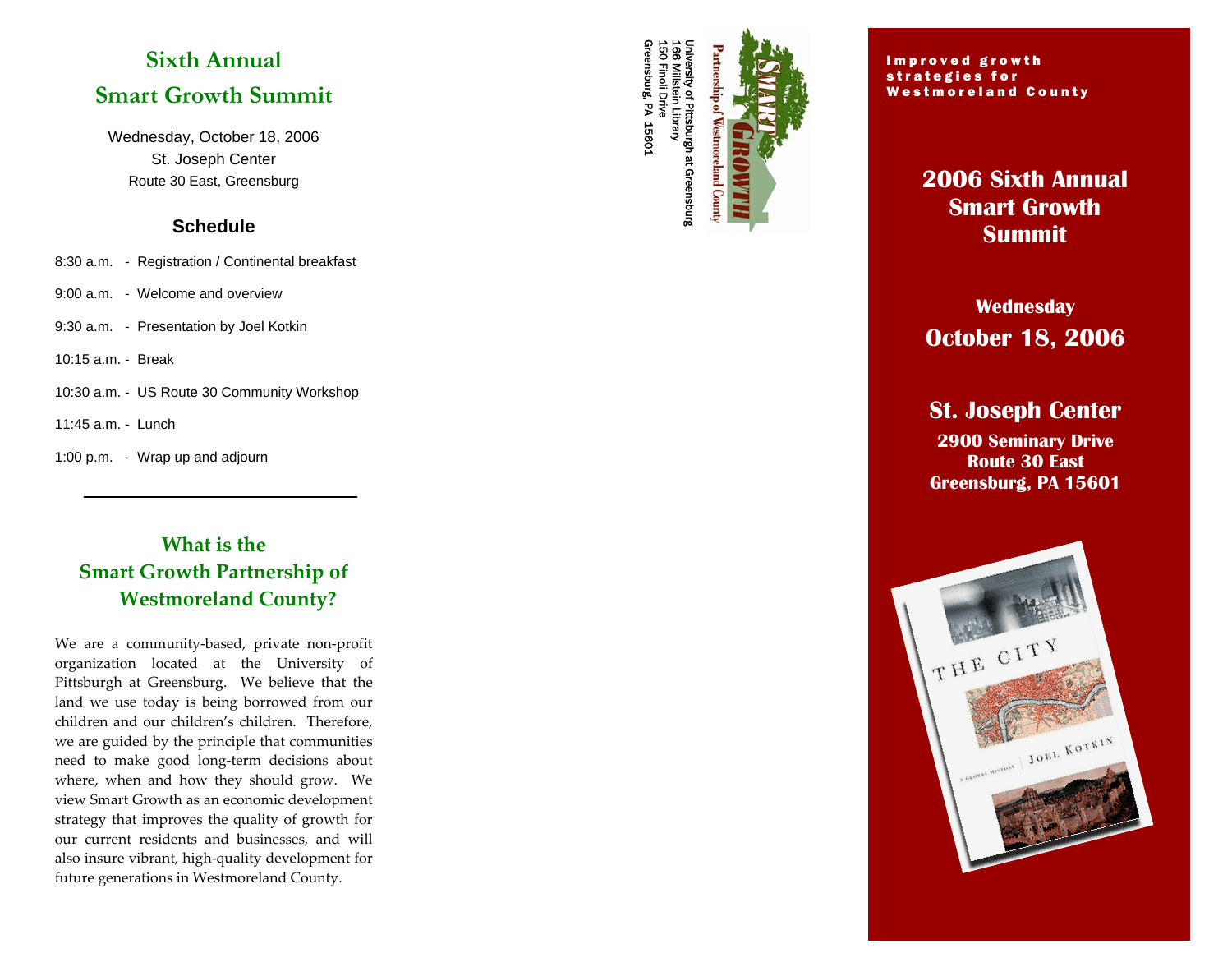# Sixth Annual
# Smart Growth Summit

Wednesday, October 18, 2006
St. Joseph Center
Route 30 East, Greensburg

## Schedule

8:30 a.m. - Registration / Continental breakfast

9:00 a.m. - Welcome and overview

9:30 a.m. - Presentation by Joel Kotkin

10:15 a.m. - Break

10:30 a.m. - US Route 30 Community Workshop

11:45 a.m. - Lunch

1:00 p.m. - Wrap up and adjourn

---

## What is the Smart Growth Partnership of Westmoreland County?

We are a community-based, private non-profit organization located at the University of Pittsburgh at Greensburg. We believe that the land we use today is being borrowed from our children and our children's children. Therefore, we are guided by the principle that communities need to make good long-term decisions about where, when and how they should grow. We view Smart Growth as an economic development strategy that improves the quality of growth for our current residents and businesses, and will also insure vibrant, high-quality development for future generations in Westmoreland County.

Smart Growth
Partnership of Westmoreland County

University of Pittsburgh at Greensburg
166 Millstein Library
150 Finoli Drive
Greensburg, PA 15601

**Improved growth strategies for Westmoreland County**

# 2006 Sixth Annual Smart Growth Summit

**Wednesday**
**October 18, 2006**

**St. Joseph Center**
**2900 Seminary Drive**
**Route 30 East**
**Greensburg, PA 15601**

THE CITY
A GLOBAL HISTORY
JOEL KOTKIN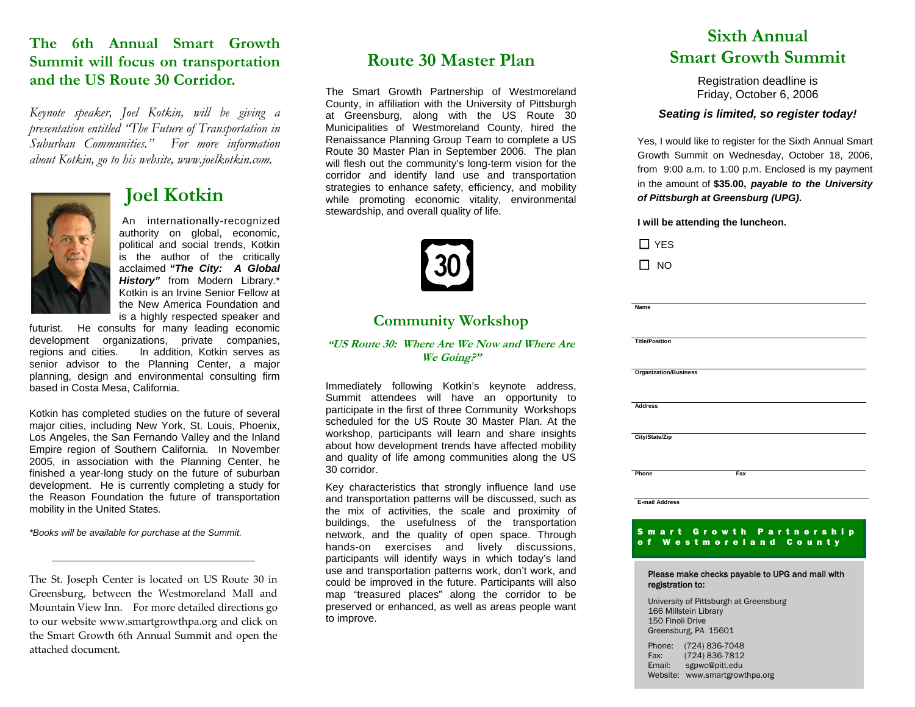## The 6th Annual Smart Growth Summit will focus on transportation and the US Route 30 Corridor.

*Keynote speaker, Joel Kotkin, will be giving a presentation entitled "The Future of Transportation in Suburban Communities." For more information about Kotkin, go to his website, www.joelkotkin.com.*

## Joel Kotkin

An internationally-recognized authority on global, economic, political and social trends, Kotkin is the author of the critically acclaimed ***"The City: A Global History"*** from Modern Library.* Kotkin is an Irvine Senior Fellow at the New America Foundation and is a highly respected speaker and futurist. He consults for many leading economic development organizations, private companies, regions and cities. In addition, Kotkin serves as senior advisor to the Planning Center, a major planning, design and environmental consulting firm based in Costa Mesa, California.

Kotkin has completed studies on the future of several major cities, including New York, St. Louis, Phoenix, Los Angeles, the San Fernando Valley and the Inland Empire region of Southern California. In November 2005, in association with the Planning Center, he finished a year-long study on the future of suburban development. He is currently completing a study for the Reason Foundation the future of transportation mobility in the United States.

*\*Books will be available for purchase at the Summit.*

---

The St. Joseph Center is located on US Route 30 in Greensburg, between the Westmoreland Mall and Mountain View Inn. For more detailed directions go to our website www.smartgrowthpa.org and click on the Smart Growth 6th Annual Summit and open the attached document.

## Route 30 Master Plan

The Smart Growth Partnership of Westmoreland County, in affiliation with the University of Pittsburgh at Greensburg, along with the US Route 30 Municipalities of Westmoreland County, hired the Renaissance Planning Group Team to complete a US Route 30 Master Plan in September 2006. The plan will flesh out the community's long-term vision for the corridor and identify land use and transportation strategies to enhance safety, efficiency, and mobility while promoting economic vitality, environmental stewardship, and overall quality of life.

30

### Community Workshop

***"US Route 30: Where Are We Now and Where Are We Going?"***

Immediately following Kotkin's keynote address, Summit attendees will have an opportunity to participate in the first of three Community Workshops scheduled for the US Route 30 Master Plan. At the workshop, participants will learn and share insights about how development trends have affected mobility and quality of life among communities along the US 30 corridor.

Key characteristics that strongly influence land use and transportation patterns will be discussed, such as the mix of activities, the scale and proximity of buildings, the usefulness of the transportation network, and the quality of open space. Through hands-on exercises and lively discussions, participants will identify ways in which today's land use and transportation patterns work, don't work, and could be improved in the future. Participants will also map "treasured places" along the corridor to be preserved or enhanced, as well as areas people want to improve.

## Sixth Annual Smart Growth Summit

Registration deadline is Friday, October 6, 2006

***Seating is limited, so register today!***

Yes, I would like to register for the Sixth Annual Smart Growth Summit on Wednesday, October 18, 2006, from 9:00 a.m. to 1:00 p.m. Enclosed is my payment in the amount of **$35.00, *payable to the University of Pittsburgh at Greensburg (UPG).***

**I will be attending the luncheon.**

☐ YES

☐ NO

Name

Title/Position

Organization/Business

Address

City/State/Zip

Phone  Fax

E-mail Address

**Smart Growth Partnership of Westmoreland County**

Please make checks payable to UPG and mail with registration to:

University of Pittsburgh at Greensburg
166 Millstein Library
150 Finoli Drive
Greensburg, PA 15601

Phone: (724) 836-7048
Fax: (724) 836-7812
Email: sgpwc@pitt.edu
Website: www.smartgrowthpa.org